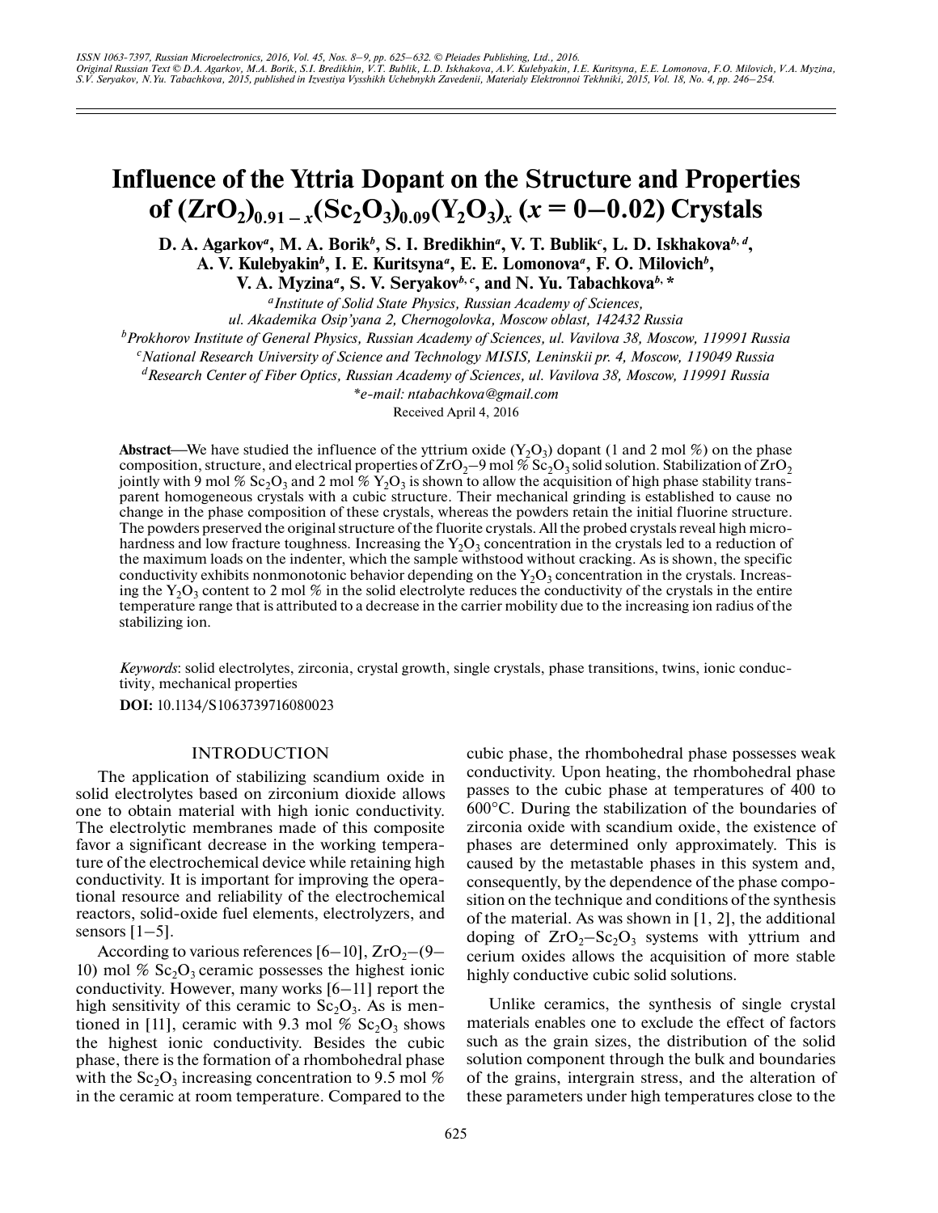# Influence of the Yttria Dopant on the Structure and Properties of $(ZrO_2)_{0.91-x}(Sc_2O_3)_{0.09}(Y_2O_3)_x$ ($x = 0$–$0.02$) Crystals

**D. A. Agarkov[a], M. A. Borik[b], S. I. Bredikhin[a], V. T. Bublik[c], L. D. Iskhakova[b, d], A. V. Kulebyakin[b], I. E. Kuritsyna[a], E. E. Lomonova[a], F. O. Milovich[b], V. A. Myzina[a], S. V. Seryakov[b, c], and N. Yu. Tabachkova[b, *]**

[a] *Institute of Solid State Physics, Russian Academy of Sciences, ul. Akademika Osip'yana 2, Chernogolovka, Moscow oblast, 142432 Russia*

[b] *Prokhorov Institute of General Physics, Russian Academy of Sciences, ul. Vavilova 38, Moscow, 119991 Russia*

[c] *National Research University of Science and Technology MISIS, Leninskii pr. 4, Moscow, 119049 Russia*

[d] *Research Center of Fiber Optics, Russian Academy of Sciences, ul. Vavilova 38, Moscow, 119991 Russia*

*\*e-mail: ntabachkova@gmail.com*

Received April 4, 2016

**Abstract**—We have studied the influence of the yttrium oxide ($Y_2O_3$) dopant (1 and 2 mol %) on the phase composition, structure, and electrical properties of $ZrO_2$–9 mol % $Sc_2O_3$ solid solution. Stabilization of $ZrO_2$ jointly with 9 mol % $Sc_2O_3$ and 2 mol % $Y_2O_3$ is shown to allow the acquisition of high phase stability transparent homogeneous crystals with a cubic structure. Their mechanical grinding is established to cause no change in the phase composition of these crystals, whereas the powders retain the initial fluorine structure. The powders preserved the original structure of the fluorite crystals. All the probed crystals reveal high microhardness and low fracture toughness. Increasing the $Y_2O_3$ concentration in the crystals led to a reduction of the maximum loads on the indenter, which the sample withstood without cracking. As is shown, the specific conductivity exhibits nonmonotonic behavior depending on the $Y_2O_3$ concentration in the crystals. Increasing the $Y_2O_3$ content to 2 mol % in the solid electrolyte reduces the conductivity of the crystals in the entire temperature range that is attributed to a decrease in the carrier mobility due to the increasing ion radius of the stabilizing ion.

*Keywords*: solid electrolytes, zirconia, crystal growth, single crystals, phase transitions, twins, ionic conductivity, mechanical properties

**DOI:** 10.1134/S1063739716080023

## INTRODUCTION

The application of stabilizing scandium oxide in solid electrolytes based on zirconium dioxide allows one to obtain material with high ionic conductivity. The electrolytic membranes made of this composite favor a significant decrease in the working temperature of the electrochemical device while retaining high conductivity. It is important for improving the operational resource and reliability of the electrochemical reactors, solid-oxide fuel elements, electrolyzers, and sensors [1–5].

According to various references [6–10], $ZrO_2$–(9–10) mol % $Sc_2O_3$ ceramic possesses the highest ionic conductivity. However, many works [6–11] report the high sensitivity of this ceramic to $Sc_2O_3$. As is mentioned in [11], ceramic with 9.3 mol % $Sc_2O_3$ shows the highest ionic conductivity. Besides the cubic phase, there is the formation of a rhombohedral phase with the $Sc_2O_3$ increasing concentration to 9.5 mol % in the ceramic at room temperature. Compared to the cubic phase, the rhombohedral phase possesses weak conductivity. Upon heating, the rhombohedral phase passes to the cubic phase at temperatures of 400 to 600°C. During the stabilization of the boundaries of zirconia oxide with scandium oxide, the existence of phases are determined only approximately. This is caused by the metastable phases in this system and, consequently, by the dependence of the phase composition on the technique and conditions of the synthesis of the material. As was shown in [1, 2], the additional doping of $ZrO_2$–$Sc_2O_3$ systems with yttrium and cerium oxides allows the acquisition of more stable highly conductive cubic solid solutions.

Unlike ceramics, the synthesis of single crystal materials enables one to exclude the effect of factors such as the grain sizes, the distribution of the solid solution component through the bulk and boundaries of the grains, intergrain stress, and the alteration of these parameters under high temperatures close to the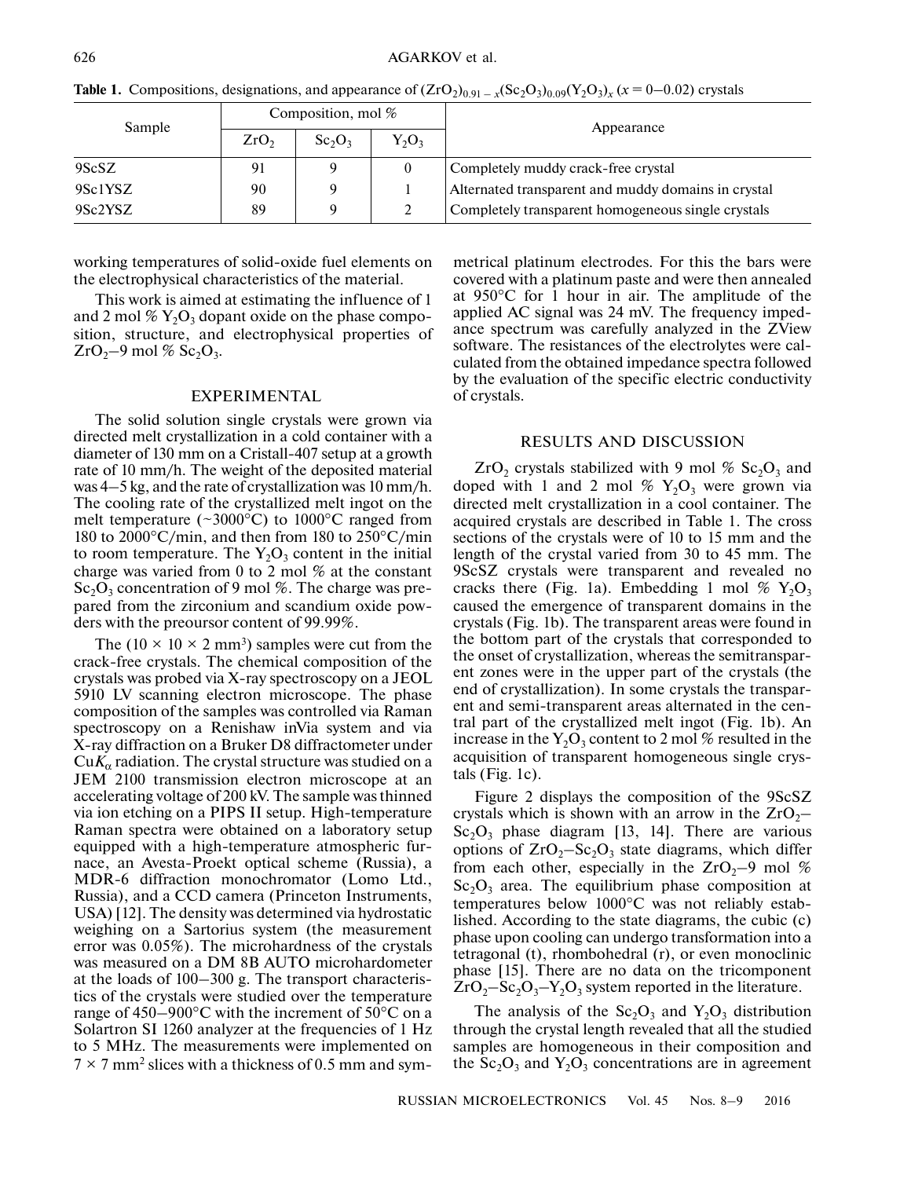**Table 1.** Compositions, designations, and appearance of $(ZrO_2)_{0.91-x}(Sc_2O_3)_{0.09}(Y_2O_3)_x$ ($x = 0$–$0.02$) crystals

| Sample | Composition, mol % | | | Appearance |
|---|---|---|---|---|
| | $ZrO_2$ | $Sc_2O_3$ | $Y_2O_3$ | |
| 9ScSZ | 91 | 9 | 0 | Completely muddy crack-free crystal |
| 9Sc1YSZ | 90 | 9 | 1 | Alternated transparent and muddy domains in crystal |
| 9Sc2YSZ | 89 | 9 | 2 | Completely transparent homogeneous single crystals |

working temperatures of solid-oxide fuel elements on the electrophysical characteristics of the material.

This work is aimed at estimating the influence of 1 and 2 mol % $Y_2O_3$ dopant oxide on the phase composition, structure, and electrophysical properties of $ZrO_2$–9 mol % $Sc_2O_3$.

## EXPERIMENTAL

The solid solution single crystals were grown via directed melt crystallization in a cold container with a diameter of 130 mm on a Cristall-407 setup at a growth rate of 10 mm/h. The weight of the deposited material was 4–5 kg, and the rate of crystallization was 10 mm/h. The cooling rate of the crystallized melt ingot on the melt temperature (~3000°C) to 1000°C ranged from 180 to 2000°C/min, and then from 180 to 250°C/min to room temperature. The $Y_2O_3$ content in the initial charge was varied from 0 to 2 mol % at the constant $Sc_2O_3$ concentration of 9 mol %. The charge was prepared from the zirconium and scandium oxide powders with the preoursor content of 99.99%.

The (10 × 10 × 2 mm$^3$) samples were cut from the crack-free crystals. The chemical composition of the crystals was probed via X-ray spectroscopy on a JEOL 5910 LV scanning electron microscope. The phase composition of the samples was controlled via Raman spectroscopy on a Renishaw inVia system and via X-ray diffraction on a Bruker D8 diffractometer under $CuK_\alpha$ radiation. The crystal structure was studied on a JEM 2100 transmission electron microscope at an accelerating voltage of 200 kV. The sample was thinned via ion etching on a PIPS II setup. High-temperature Raman spectra were obtained on a laboratory setup equipped with a high-temperature atmospheric furnace, an Avesta-Proekt optical scheme (Russia), a MDR-6 diffraction monochromator (Lomo Ltd., Russia), and a CCD camera (Princeton Instruments, USA) [12]. The density was determined via hydrostatic weighing on a Sartorius system (the measurement error was 0.05%). The microhardness of the crystals was measured on a DM 8B AUTO microhardometer at the loads of 100–300 g. The transport characteristics of the crystals were studied over the temperature range of 450–900°C with the increment of 50°C on a Solartron SI 1260 analyzer at the frequencies of 1 Hz to 5 MHz. The measurements were implemented on 7 × 7 mm$^2$ slices with a thickness of 0.5 mm and symmetrical platinum electrodes. For this the bars were covered with a platinum paste and were then annealed at 950°C for 1 hour in air. The amplitude of the applied AC signal was 24 mV. The frequency impedance spectrum was carefully analyzed in the ZView software. The resistances of the electrolytes were calculated from the obtained impedance spectra followed by the evaluation of the specific electric conductivity of crystals.

## RESULTS AND DISCUSSION

$ZrO_2$ crystals stabilized with 9 mol % $Sc_2O_3$ and doped with 1 and 2 mol % $Y_2O_3$ were grown via directed melt crystallization in a cool container. The acquired crystals are described in Table 1. The cross sections of the crystals were of 10 to 15 mm and the length of the crystal varied from 30 to 45 mm. The 9ScSZ crystals were transparent and revealed no cracks there (Fig. 1a). Embedding 1 mol % $Y_2O_3$ caused the emergence of transparent domains in the crystals (Fig. 1b). The transparent areas were found in the bottom part of the crystals that corresponded to the onset of crystallization, whereas the semitransparent zones were in the upper part of the crystals (the end of crystallization). In some crystals the transparent and semi-transparent areas alternated in the central part of the crystallized melt ingot (Fig. 1b). An increase in the $Y_2O_3$ content to 2 mol % resulted in the acquisition of transparent homogeneous single crystals (Fig. 1c).

Figure 2 displays the composition of the 9ScSZ crystals which is shown with an arrow in the $ZrO_2$–$Sc_2O_3$ phase diagram [13, 14]. There are various options of $ZrO_2$–$Sc_2O_3$ state diagrams, which differ from each other, especially in the $ZrO_2$–9 mol % $Sc_2O_3$ area. The equilibrium phase composition at temperatures below 1000°C was not reliably established. According to the state diagrams, the cubic (c) phase upon cooling can undergo transformation into a tetragonal (t), rhombohedral (r), or even monoclinic phase [15]. There are no data on the tricomponent $ZrO_2$–$Sc_2O_3$–$Y_2O_3$ system reported in the literature.

The analysis of the $Sc_2O_3$ and $Y_2O_3$ distribution through the crystal length revealed that all the studied samples are homogeneous in their composition and the $Sc_2O_3$ and $Y_2O_3$ concentrations are in agreement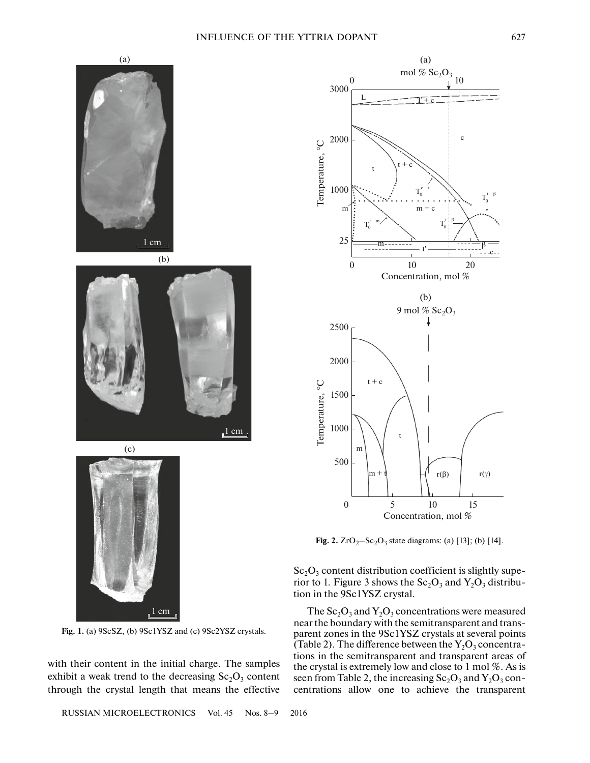(a)

1 cm

(b)

1 cm

(c)

1 cm

**Fig. 1.** (a) 9ScSZ, (b) 9Sc1YSZ and (c) 9Sc2YSZ crystals.

(a)

mol % $Sc_2O_3$

0 10

3000

L

L + c

c

2000

t + c

t

$T_0^{c-t}$

1000

$T_0^{t-\beta}$

m

m + c

$T_0^{t-m}$

$T_0^{t-\beta}$

25

m

t'

β

c

0 10 20

Concentration, mol %

Temperature, °C

(b)

9 mol % $Sc_2O_3$

2500

2000

t + c

1500

1000

t

m

500

m + t

r(β)

r(γ)

0 5 10 15

Concentration, mol %

Temperature, °C

**Fig. 2.** $ZrO_2$–$Sc_2O_3$ state diagrams: (a) [13]; (b) [14].

with their content in the initial charge. The samples exhibit a weak trend to the decreasing $Sc_2O_3$ content through the crystal length that means the effective $Sc_2O_3$ content distribution coefficient is slightly superior to 1. Figure 3 shows the $Sc_2O_3$ and $Y_2O_3$ distribution in the 9Sc1YSZ crystal.

The $Sc_2O_3$ and $Y_2O_3$ concentrations were measured near the boundary with the semitransparent and transparent zones in the 9Sc1YSZ crystals at several points (Table 2). The difference between the $Y_2O_3$ concentrations in the semitransparent and transparent areas of the crystal is extremely low and close to 1 mol %. As is seen from Table 2, the increasing $Sc_2O_3$ and $Y_2O_3$ concentrations allow one to achieve the transparent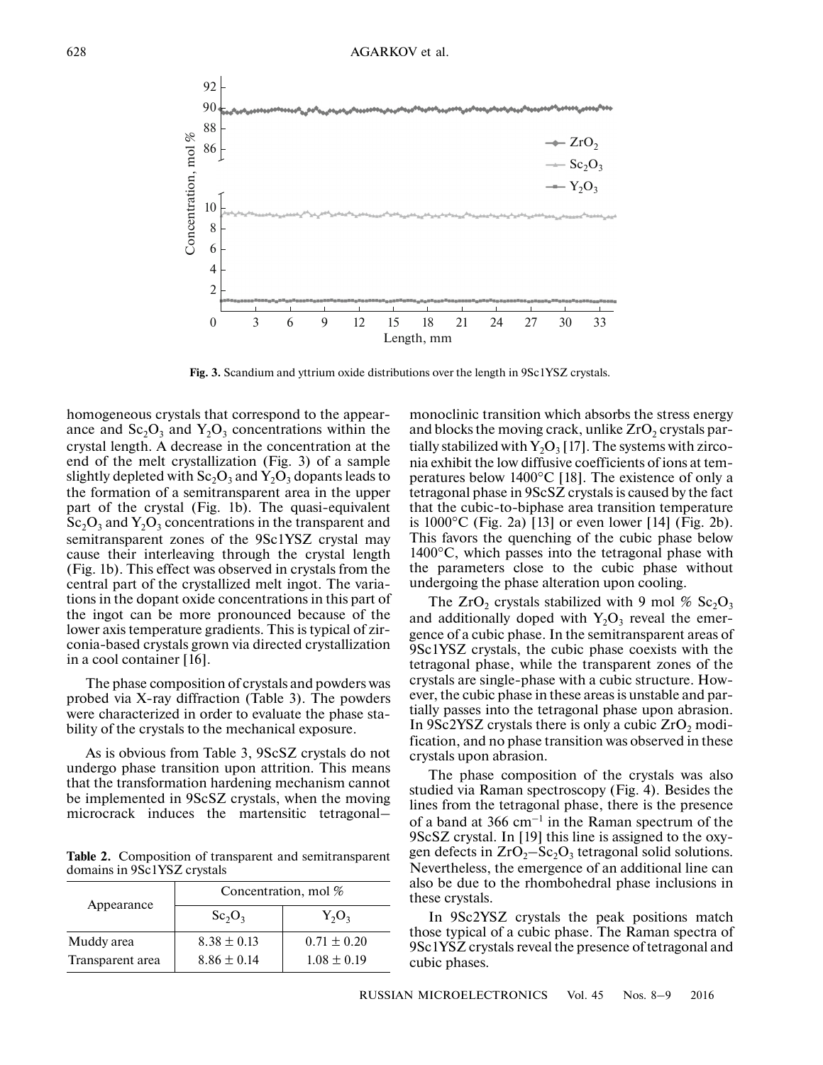92
90
88
86
10
8
6
4
2
0
Concentration, mol %
ZrO2
Sc2O3
Y2O3
0 3 6 9 12 15 18 21 24 27 30 33
Length, mm

**Fig. 3.** Scandium and yttrium oxide distributions over the length in 9Sc1YSZ crystals.

homogeneous crystals that correspond to the appearance and $Sc_2O_3$ and $Y_2O_3$ concentrations within the crystal length. A decrease in the concentration at the end of the melt crystallization (Fig. 3) of a sample slightly depleted with $Sc_2O_3$ and $Y_2O_3$ dopants leads to the formation of a semitransparent area in the upper part of the crystal (Fig. 1b). The quasi-equivalent $Sc_2O_3$ and $Y_2O_3$ concentrations in the transparent and semitransparent zones of the 9Sc1YSZ crystal may cause their interleaving through the crystal length (Fig. 1b). This effect was observed in crystals from the central part of the crystallized melt ingot. The variations in the dopant oxide concentrations in this part of the ingot can be more pronounced because of the lower axis temperature gradients. This is typical of zirconia-based crystals grown via directed crystallization in a cool container [16].

The phase composition of crystals and powders was probed via X-ray diffraction (Table 3). The powders were characterized in order to evaluate the phase stability of the crystals to the mechanical exposure.

As is obvious from Table 3, 9ScSZ crystals do not undergo phase transition upon attrition. This means that the transformation hardening mechanism cannot be implemented in 9ScSZ crystals, when the moving microcrack induces the martensitic tetragonal–monoclinic transition which absorbs the stress energy and blocks the moving crack, unlike $ZrO_2$ crystals partially stabilized with $Y_2O_3$ [17]. The systems with zirconia exhibit the low diffusive coefficients of ions at temperatures below 1400°C [18]. The existence of only a tetragonal phase in 9ScSZ crystals is caused by the fact that the cubic-to-biphase area transition temperature is 1000°C (Fig. 2a) [13] or even lower [14] (Fig. 2b). This favors the quenching of the cubic phase below 1400°C, which passes into the tetragonal phase with the parameters close to the cubic phase without undergoing the phase alteration upon cooling.

**Table 2.** Composition of transparent and semitransparent domains in 9Sc1YSZ crystals

| Appearance | Concentration, mol % | |
|---|---|---|
| | $Sc_2O_3$ | $Y_2O_3$ |
| Muddy area | 8.38 ± 0.13 | 0.71 ± 0.20 |
| Transparent area | 8.86 ± 0.14 | 1.08 ± 0.19 |

The $ZrO_2$ crystals stabilized with 9 mol % $Sc_2O_3$ and additionally doped with $Y_2O_3$ reveal the emergence of a cubic phase. In the semitransparent areas of 9Sc1YSZ crystals, the cubic phase coexists with the tetragonal phase, while the transparent zones of the crystals are single-phase with a cubic structure. However, the cubic phase in these areas is unstable and partially passes into the tetragonal phase upon abrasion. In 9Sc2YSZ crystals there is only a cubic $ZrO_2$ modification, and no phase transition was observed in these crystals upon abrasion.

The phase composition of the crystals was also studied via Raman spectroscopy (Fig. 4). Besides the lines from the tetragonal phase, there is the presence of a band at 366 $cm^{-1}$ in the Raman spectrum of the 9ScSZ crystal. In [19] this line is assigned to the oxygen defects in $ZrO_2$–$Sc_2O_3$ tetragonal solid solutions. Nevertheless, the emergence of an additional line can also be due to the rhombohedral phase inclusions in these crystals.

In 9Sc2YSZ crystals the peak positions match those typical of a cubic phase. The Raman spectra of 9Sc1YSZ crystals reveal the presence of tetragonal and cubic phases.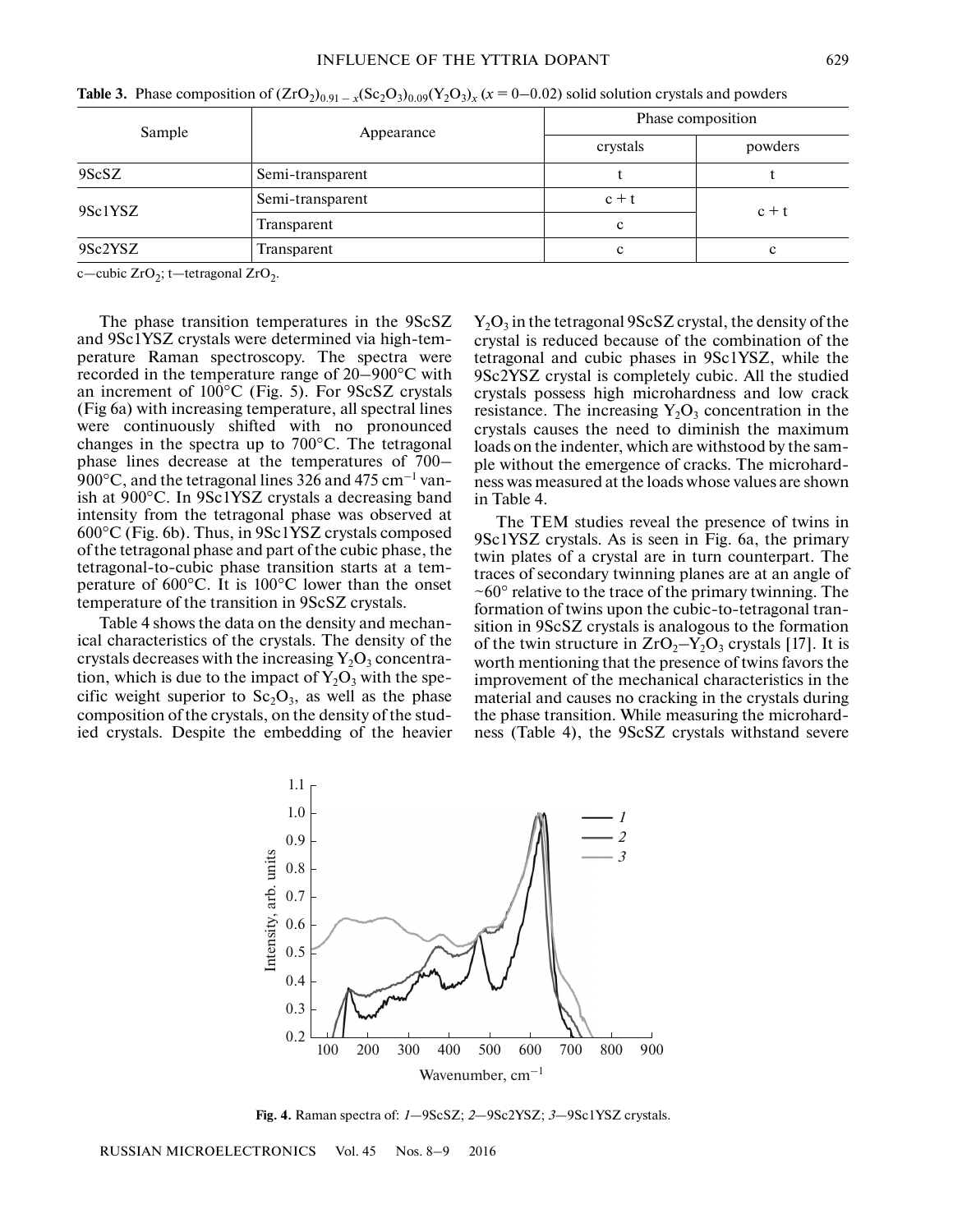**Table 3.** Phase composition of $(ZrO_2)_{0.91-x}(Sc_2O_3)_{0.09}(Y_2O_3)_x$ ($x$ = 0–0.02) solid solution crystals and powders

| Sample | Appearance | Phase composition | |
|---|---|---|---|
| | | crystals | powders |
| 9ScSZ | Semi-transparent | t | t |
| 9Sc1YSZ | Semi-transparent | c + t | c + t |
| | Transparent | c | |
| 9Sc2YSZ | Transparent | c | c |

c—cubic $ZrO_2$; t—tetragonal $ZrO_2$.

The phase transition temperatures in the 9ScSZ and 9Sc1YSZ crystals were determined via high-temperature Raman spectroscopy. The spectra were recorded in the temperature range of 20–900°C with an increment of 100°C (Fig. 5). For 9ScSZ crystals (Fig 6a) with increasing temperature, all spectral lines were continuously shifted with no pronounced changes in the spectra up to 700°C. The tetragonal phase lines decrease at the temperatures of 700–900°C, and the tetragonal lines 326 and 475 $cm^{-1}$ vanish at 900°C. In 9Sc1YSZ crystals a decreasing band intensity from the tetragonal phase was observed at 600°C (Fig. 6b). Thus, in 9Sc1YSZ crystals composed of the tetragonal phase and part of the cubic phase, the tetragonal-to-cubic phase transition starts at a temperature of 600°C. It is 100°C lower than the onset temperature of the transition in 9ScSZ crystals.

Table 4 shows the data on the density and mechanical characteristics of the crystals. The density of the crystals decreases with the increasing $Y_2O_3$ concentration, which is due to the impact of $Y_2O_3$ with the specific weight superior to $Sc_2O_3$, as well as the phase composition of the crystals, on the density of the studied crystals. Despite the embedding of the heavier $Y_2O_3$ in the tetragonal 9ScSZ crystal, the density of the crystal is reduced because of the combination of the tetragonal and cubic phases in 9Sc1YSZ, while the 9Sc2YSZ crystal is completely cubic. All the studied crystals possess high microhardness and low crack resistance. The increasing $Y_2O_3$ concentration in the crystals causes the need to diminish the maximum loads on the indenter, which are withstood by the sample without the emergence of cracks. The microhardness was measured at the loads whose values are shown in Table 4.

The TEM studies reveal the presence of twins in 9Sc1YSZ crystals. As is seen in Fig. 6a, the primary twin plates of a crystal are in turn counterpart. The traces of secondary twinning planes are at an angle of ~60° relative to the trace of the primary twinning. The formation of twins upon the cubic-to-tetragonal transition in 9ScSZ crystals is analogous to the formation of the twin structure in $ZrO_2$–$Y_2O_3$ crystals [17]. It is worth mentioning that the presence of twins favors the improvement of the mechanical characteristics in the material and causes no cracking in the crystals during the phase transition. While measuring the microhardness (Table 4), the 9ScSZ crystals withstand severe

Intensity, arb. units
1.1
1.0
0.9
0.8
0.7
0.6
0.5
0.4
0.3
0.2
100 200 300 400 500 600 700 800 900
Wavenumber, $cm^{-1}$
1
2
3

**Fig. 4.** Raman spectra of: *1*—9ScSZ; *2*—9Sc2YSZ; *3*—9Sc1YSZ crystals.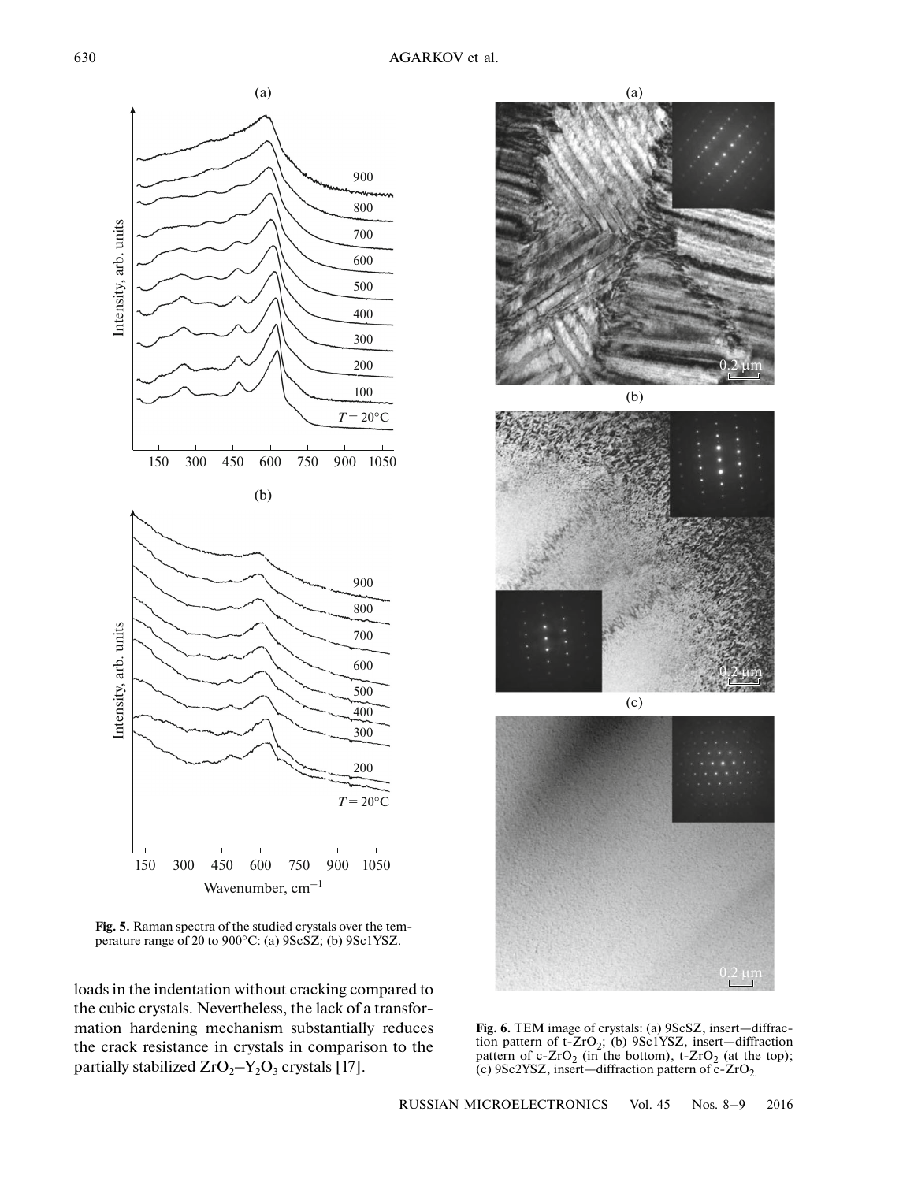(a)

900
800
700
600
500
400
300
200
100
$T = 20°C$

Intensity, arb. units

150 300 450 600 750 900 1050

(b)

900
800
700
600
500
400
300
200
$T = 20°C$

Intensity, arb. units

150 300 450 600 750 900 1050

Wavenumber, $cm^{-1}$

**Fig. 5.** Raman spectra of the studied crystals over the temperature range of 20 to 900°C: (a) 9ScSZ; (b) 9Sc1YSZ.

loads in the indentation without cracking compared to the cubic crystals. Nevertheless, the lack of a transformation hardening mechanism substantially reduces the crack resistance in crystals in comparison to the partially stabilized $ZrO_2$–$Y_2O_3$ crystals [17].

(a)

0.2 μm

(b)

0.2 μm

(c)

0.2 μm

**Fig. 6.** TEM image of crystals: (a) 9ScSZ, insert—diffraction pattern of t-$ZrO_2$; (b) 9Sc1YSZ, insert—diffraction pattern of c-$ZrO_2$ (in the bottom), t-$ZrO_2$ (at the top); (c) 9Sc2YSZ, insert—diffraction pattern of c-$ZrO_2$.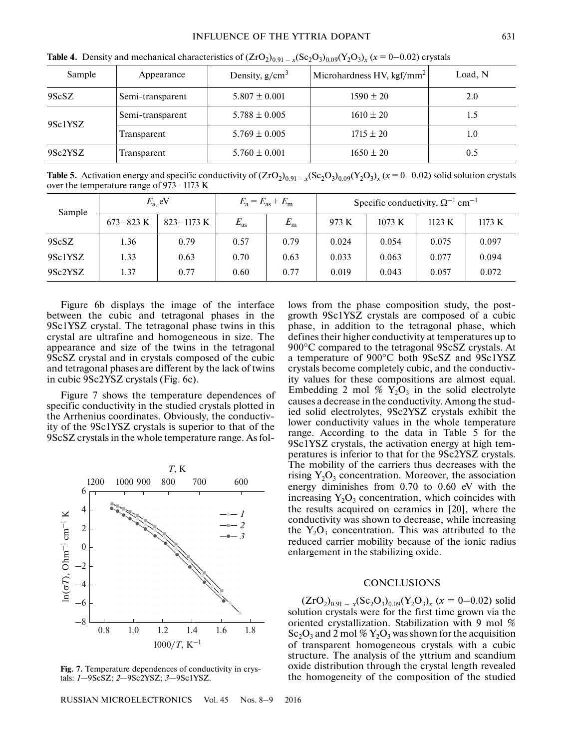**Table 4.** Density and mechanical characteristics of $(ZrO_2)_{0.91-x}(Sc_2O_3)_{0.09}(Y_2O_3)_x$ ($x = 0$–$0.02$) crystals

| Sample | Appearance | Density, g/cm$^3$ | Microhardness HV, kgf/mm$^2$ | Load, N |
|---|---|---|---|---|
| 9ScSZ | Semi-transparent | 5.807 ± 0.001 | 1590 ± 20 | 2.0 |
| 9Sc1YSZ | Semi-transparent | 5.788 ± 0.005 | 1610 ± 20 | 1.5 |
| | Transparent | 5.769 ± 0.005 | 1715 ± 20 | 1.0 |
| 9Sc2YSZ | Transparent | 5.760 ± 0.001 | 1650 ± 20 | 0.5 |

**Table 5.** Activation energy and specific conductivity of $(ZrO_2)_{0.91-x}(Sc_2O_3)_{0.09}(Y_2O_3)_x$ ($x = 0$–$0.02$) solid solution crystals over the temperature range of 973–1173 K

| Sample | $E_a$, eV | | $E_a = E_{as} + E_m$ | | Specific conductivity, $\Omega^{-1}$ cm$^{-1}$ | | | |
|---|---|---|---|---|---|---|---|---|
| | 673–823 K | 823–1173 K | $E_{as}$ | $E_m$ | 973 K | 1073 K | 1123 K | 1173 K |
| 9ScSZ | 1.36 | 0.79 | 0.57 | 0.79 | 0.024 | 0.054 | 0.075 | 0.097 |
| 9Sc1YSZ | 1.33 | 0.63 | 0.70 | 0.63 | 0.033 | 0.063 | 0.077 | 0.094 |
| 9Sc2YSZ | 1.37 | 0.77 | 0.60 | 0.77 | 0.019 | 0.043 | 0.057 | 0.072 |

Figure 6b displays the image of the interface between the cubic and tetragonal phases in the 9Sc1YSZ crystal. The tetragonal phase twins in this crystal are ultrafine and homogeneous in size. The appearance and size of the twins in the tetragonal 9ScSZ crystal and in crystals composed of the cubic and tetragonal phases are different by the lack of twins in cubic 9Sc2YSZ crystals (Fig. 6c).

Figure 7 shows the temperature dependences of specific conductivity in the studied crystals plotted in the Arrhenius coordinates. Obviously, the conductivity of the 9Sc1YSZ crystals is superior to that of the 9ScSZ crystals in the whole temperature range. As follows from the phase composition study, the post-growth 9Sc1YSZ crystals are composed of a cubic phase, in addition to the tetragonal phase, which defines their higher conductivity at temperatures up to 900°C compared to the tetragonal 9ScSZ crystals. At a temperature of 900°C both 9ScSZ and 9Sc1YSZ crystals become completely cubic, and the conductivity values for these compositions are almost equal. Embedding 2 mol % $Y_2O_3$ in the solid electrolyte causes a decrease in the conductivity. Among the studied solid electrolytes, 9Sc2YSZ crystals exhibit the lower conductivity values in the whole temperature range. According to the data in Table 5 for the 9Sc1YSZ crystals, the activation energy at high temperatures is inferior to that for the 9Sc2YSZ crystals. The mobility of the carriers thus decreases with the rising $Y_2O_3$ concentration. Moreover, the association energy diminishes from 0.70 to 0.60 eV with the increasing $Y_2O_3$ concentration, which coincides with the results acquired on ceramics in [20], where the conductivity was shown to decrease, while increasing the $Y_2O_3$ concentration. This was attributed to the reduced carrier mobility because of the ionic radius enlargement in the stabilizing oxide.

T, K
1200 1000 900 800 700 600
ln(σT), Ohm$^{-1}$ cm$^{-1}$ K
6 4 2 0 −2 −4 −6 −8
0.8 1.0 1.2 1.4 1.6 1.8
1000/T, K$^{-1}$
1
2
3

**Fig. 7.** Temperature dependences of conductivity in crystals: *1*—9ScSZ; *2*—9Sc2YSZ; *3*—9Sc1YSZ.

## CONCLUSIONS

$(ZrO_2)_{0.91-x}(Sc_2O_3)_{0.09}(Y_2O_3)_x$ ($x = 0$–$0.02$) solid solution crystals were for the first time grown via the oriented crystallization. Stabilization with 9 mol % $Sc_2O_3$ and 2 mol % $Y_2O_3$ was shown for the acquisition of transparent homogeneous crystals with a cubic structure. The analysis of the yttrium and scandium oxide distribution through the crystal length revealed the homogeneity of the composition of the studied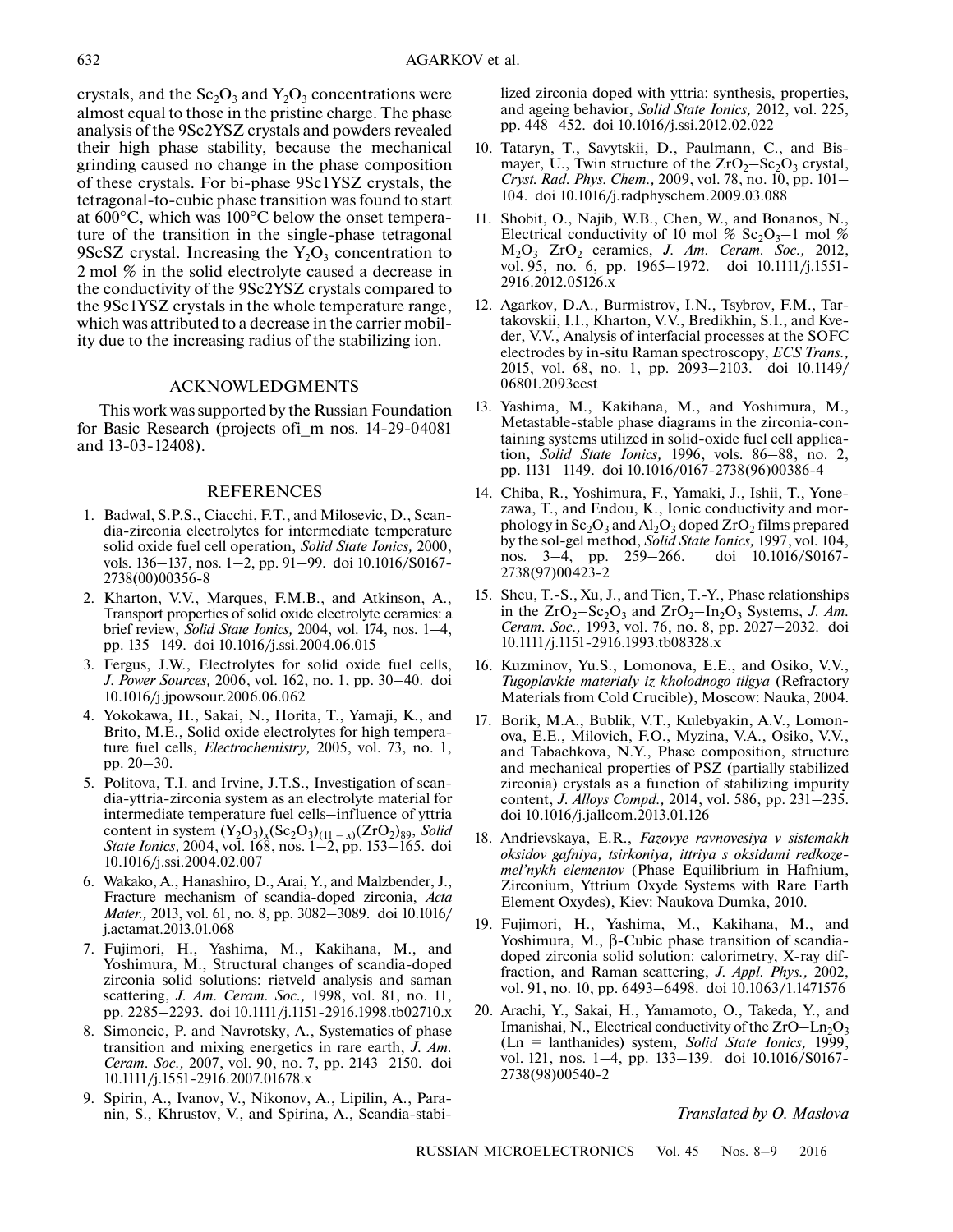crystals, and the $Sc_2O_3$ and $Y_2O_3$ concentrations were almost equal to those in the pristine charge. The phase analysis of the 9Sc2YSZ crystals and powders revealed their high phase stability, because the mechanical grinding caused no change in the phase composition of these crystals. For bi-phase 9Sc1YSZ crystals, the tetragonal-to-cubic phase transition was found to start at 600°C, which was 100°C below the onset temperature of the transition in the single-phase tetragonal 9ScSZ crystal. Increasing the $Y_2O_3$ concentration to 2 mol % in the solid electrolyte caused a decrease in the conductivity of the 9Sc2YSZ crystals compared to the 9Sc1YSZ crystals in the whole temperature range, which was attributed to a decrease in the carrier mobility due to the increasing radius of the stabilizing ion.

## ACKNOWLEDGMENTS

This work was supported by the Russian Foundation for Basic Research (projects ofi_m nos. 14-29-04081 and 13-03-12408).

## REFERENCES

1. Badwal, S.P.S., Ciacchi, F.T., and Milosevic, D., Scandia-zirconia electrolytes for intermediate temperature solid oxide fuel cell operation, *Solid State Ionics,* 2000, vols. 136–137, nos. 1–2, pp. 91–99. doi 10.1016/S0167-2738(00)00356-8
2. Kharton, V.V., Marques, F.M.B., and Atkinson, A., Transport properties of solid oxide electrolyte ceramics: a brief review, *Solid State Ionics,* 2004, vol. 174, nos. 1–4, pp. 135–149. doi 10.1016/j.ssi.2004.06.015
3. Fergus, J.W., Electrolytes for solid oxide fuel cells, *J. Power Sources,* 2006, vol. 162, no. 1, pp. 30–40. doi 10.1016/j.jpowsour.2006.06.062
4. Yokokawa, H., Sakai, N., Horita, T., Yamaji, K., and Brito, M.E., Solid oxide electrolytes for high temperature fuel cells, *Electrochemistry,* 2005, vol. 73, no. 1, pp. 20–30.
5. Politova, T.I. and Irvine, J.T.S., Investigation of scandia-yttria-zirconia system as an electrolyte material for intermediate temperature fuel cells—influence of yttria content in system $(Y_2O_3)_x(Sc_2O_3)_{(11-x)}(ZrO_2)_{89}$, *Solid State Ionics,* 2004, vol. 168, nos. 1–2, pp. 153–165. doi 10.1016/j.ssi.2004.02.007
6. Wakako, A., Hanashiro, D., Arai, Y., and Malzbender, J., Fracture mechanism of scandia-doped zirconia, *Acta Mater.,* 2013, vol. 61, no. 8, pp. 3082–3089. doi 10.1016/j.actamat.2013.01.068
7. Fujimori, H., Yashima, M., Kakihana, M., and Yoshimura, M., Structural changes of scandia-doped zirconia solid solutions: rietveld analysis and saman scattering, *J. Am. Ceram. Soc.,* 1998, vol. 81, no. 11, pp. 2285–2293. doi 10.1111/j.1151-2916.1998.tb02710.x
8. Simoncic, P. and Navrotsky, A., Systematics of phase transition and mixing energetics in rare earth, *J. Am. Ceram. Soc.,* 2007, vol. 90, no. 7, pp. 2143–2150. doi 10.1111/j.1551-2916.2007.01678.x
9. Spirin, A., Ivanov, V., Nikonov, A., Lipilin, A., Paranin, S., Khrustov, V., and Spirina, A., Scandia-stabilized zirconia doped with yttria: synthesis, properties, and ageing behavior, *Solid State Ionics,* 2012, vol. 225, pp. 448–452. doi 10.1016/j.ssi.2012.02.022
10. Tataryn, T., Savytskii, D., Paulmann, C., and Bismayer, U., Twin structure of the $ZrO_2$–$Sc_2O_3$ crystal, *Cryst. Rad. Phys. Chem.,* 2009, vol. 78, no. 10, pp. 101–104. doi 10.1016/j.radphyschem.2009.03.088
11. Shobit, O., Najib, W.B., Chen, W., and Bonanos, N., Electrical conductivity of 10 mol % $Sc_2O_3$–1 mol % $M_2O_3$–$ZrO_2$ ceramics, *J. Am. Ceram. Soc.,* 2012, vol. 95, no. 6, pp. 1965–1972. doi 10.1111/j.1551-2916.2012.05126.x
12. Agarkov, D.A., Burmistrov, I.N., Tsybrov, F.M., Tartakovskii, I.I., Kharton, V.V., Bredikhin, S.I., and Kveder, V.V., Analysis of interfacial processes at the SOFC electrodes by in-situ Raman spectroscopy, *ECS Trans.,* 2015, vol. 68, no. 1, pp. 2093–2103. doi 10.1149/06801.2093ecst
13. Yashima, M., Kakihana, M., and Yoshimura, M., Metastable-stable phase diagrams in the zirconia-containing systems utilized in solid-oxide fuel cell application, *Solid State Ionics,* 1996, vols. 86–88, no. 2, pp. 1131–1149. doi 10.1016/0167-2738(96)00386-4
14. Chiba, R., Yoshimura, F., Yamaki, J., Ishii, T., Yonezawa, T., and Endou, K., Ionic conductivity and morphology in $Sc_2O_3$ and $Al_2O_3$ doped $ZrO_2$ films prepared by the sol-gel method, *Solid State Ionics,* 1997, vol. 104, nos. 3–4, pp. 259–266. doi 10.1016/S0167-2738(97)00423-2
15. Sheu, T.-S., Xu, J., and Tien, T.-Y., Phase relationships in the $ZrO_2$–$Sc_2O_3$ and $ZrO_2$–$In_2O_3$ Systems, *J. Am. Ceram. Soc.,* 1993, vol. 76, no. 8, pp. 2027–2032. doi 10.1111/j.1151-2916.1993.tb08328.x
16. Kuzminov, Yu.S., Lomonova, E.E., and Osiko, V.V., *Tugoplavkie materialy iz kholodnogo tiglya* (Refractory Materials from Cold Crucible), Moscow: Nauka, 2004.
17. Borik, M.A., Bublik, V.T., Kulebyakin, A.V., Lomonova, E.E., Milovich, F.O., Myzina, V.A., Osiko, V.V., and Tabachkova, N.Y., Phase composition, structure and mechanical properties of PSZ (partially stabilized zirconia) crystals as a function of stabilizing impurity content, *J. Alloys Compd.,* 2014, vol. 586, pp. 231–235. doi 10.1016/j.jallcom.2013.01.126
18. Andrievskaya, E.R., *Fazovye ravnovesiya v sistemakh oksidov gafniya, tsirkoniya, ittriya s oksidami redkozemel'nykh elementov* (Phase Equilibrium in Hafnium, Zirconium, Yttrium Oxyde Systems with Rare Earth Element Oxydes), Kiev: Naukova Dumka, 2010.
19. Fujimori, H., Yashima, M., Kakihana, M., and Yoshimura, M., β-Cubic phase transition of scandia-doped zirconia solid solution: calorimetry, X-ray diffraction, and Raman scattering, *J. Appl. Phys.,* 2002, vol. 91, no. 10, pp. 6493–6498. doi 10.1063/1.1471576
20. Arachi, Y., Sakai, H., Yamamoto, O., Takeda, Y., and Imanishai, N., Electrical conductivity of the ZrO–$Ln_2O_3$ (Ln = lanthanides) system, *Solid State Ionics,* 1999, vol. 121, nos. 1–4, pp. 133–139. doi 10.1016/S0167-2738(98)00540-2

*Translated by O. Maslova*